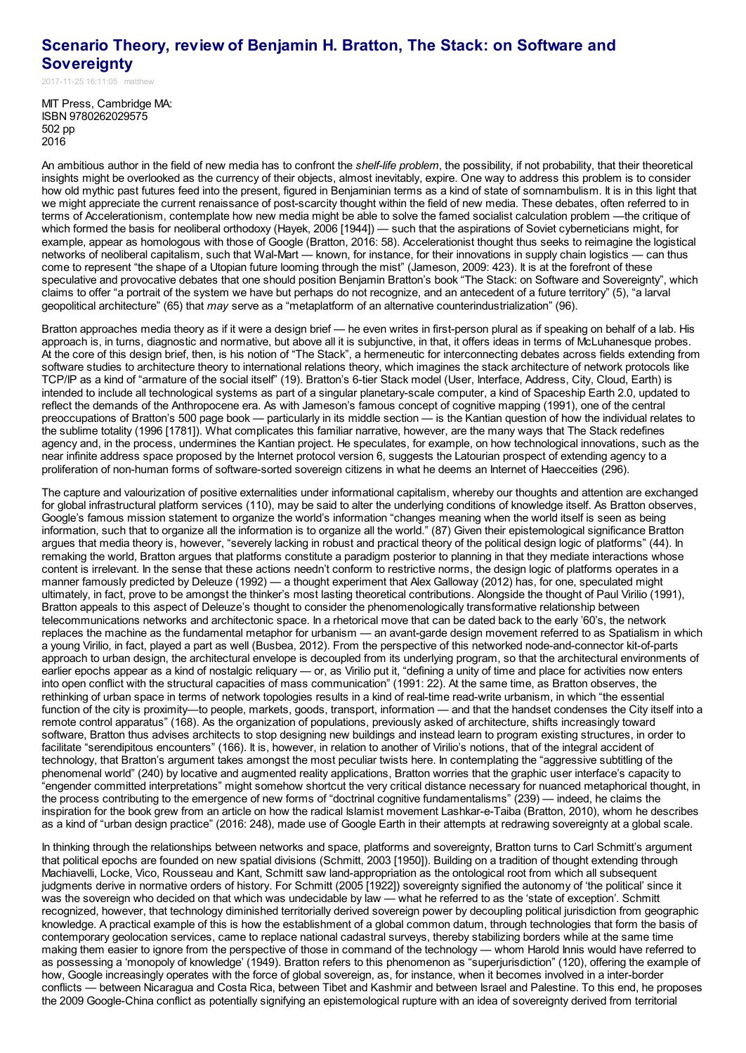# Scenario Theory, review of Benjamin H. Bratton, The Stack: on Software and Sovereignty

2017-11-25 16:11:05 matthew

MIT Press, Cambridge MA:
ISBN 9780262029575
502 pp
2016

An ambitious author in the field of new media has to confront the *shelf-life problem*, the possibility, if not probability, that their theoretical insights might be overlooked as the currency of their objects, almost inevitably, expire. One way to address this problem is to consider how old mythic past futures feed into the present, figured in Benjaminian terms as a kind of state of somnambulism. It is in this light that we might appreciate the current renaissance of post-scarcity thought within the field of new media. These debates, often referred to in terms of Accelerationism, contemplate how new media might be able to solve the famed socialist calculation problem —the critique of which formed the basis for neoliberal orthodoxy (Hayek, 2006 [1944]) — such that the aspirations of Soviet cyberneticians might, for example, appear as homologous with those of Google (Bratton, 2016: 58). Accelerationist thought thus seeks to reimagine the logistical networks of neoliberal capitalism, such that Wal-Mart — known, for instance, for their innovations in supply chain logistics — can thus come to represent "the shape of a Utopian future looming through the mist" (Jameson, 2009: 423). It is at the forefront of these speculative and provocative debates that one should position Benjamin Bratton's book "The Stack: on Software and Sovereignty", which claims to offer "a portrait of the system we have but perhaps do not recognize, and an antecedent of a future territory" (5), "a larval geopolitical architecture" (65) that *may* serve as a "metaplatform of an alternative counterindustrialization" (96).

Bratton approaches media theory as if it were a design brief — he even writes in first-person plural as if speaking on behalf of a lab. His approach is, in turns, diagnostic and normative, but above all it is subjunctive, in that, it offers ideas in terms of McLuhanesque probes. At the core of this design brief, then, is his notion of "The Stack", a hermeneutic for interconnecting debates across fields extending from software studies to architecture theory to international relations theory, which imagines the stack architecture of network protocols like TCP/IP as a kind of "armature of the social itself" (19). Bratton's 6-tier Stack model (User, Interface, Address, City, Cloud, Earth) is intended to include all technological systems as part of a singular planetary-scale computer, a kind of Spaceship Earth 2.0, updated to reflect the demands of the Anthropocene era. As with Jameson's famous concept of cognitive mapping (1991), one of the central preoccupations of Bratton's 500 page book — particularly in its middle section — is the Kantian question of how the individual relates to the sublime totality (1996 [1781]). What complicates this familiar narrative, however, are the many ways that The Stack redefines agency and, in the process, undermines the Kantian project. He speculates, for example, on how technological innovations, such as the near infinite address space proposed by the Internet protocol version 6, suggests the Latourian prospect of extending agency to a proliferation of non-human forms of software-sorted sovereign citizens in what he deems an Internet of Haecceities (296).

The capture and valourization of positive externalities under informational capitalism, whereby our thoughts and attention are exchanged for global infrastructural platform services (110), may be said to alter the underlying conditions of knowledge itself. As Bratton observes, Google's famous mission statement to organize the world's information "changes meaning when the world itself is seen as being information, such that to organize all the information is to organize all the world." (87) Given their epistemological significance Bratton argues that media theory is, however, "severely lacking in robust and practical theory of the political design logic of platforms" (44). In remaking the world, Bratton argues that platforms constitute a paradigm posterior to planning in that they mediate interactions whose content is irrelevant. In the sense that these actions needn't conform to restrictive norms, the design logic of platforms operates in a manner famously predicted by Deleuze (1992) — a thought experiment that Alex Galloway (2012) has, for one, speculated might ultimately, in fact, prove to be amongst the thinker's most lasting theoretical contributions. Alongside the thought of Paul Virilio (1991), Bratton appeals to this aspect of Deleuze's thought to consider the phenomenologically transformative relationship between telecommunications networks and architectonic space. In a rhetorical move that can be dated back to the early '60's, the network replaces the machine as the fundamental metaphor for urbanism — an avant-garde design movement referred to as Spatialism in which a young Virilio, in fact, played a part as well (Busbea, 2012). From the perspective of this networked node-and-connector kit-of-parts approach to urban design, the architectural envelope is decoupled from its underlying program, so that the architectural environments of earlier epochs appear as a kind of nostalgic reliquary — or, as Virilio put it, "defining a unity of time and place for activities now enters into open conflict with the structural capacities of mass communication" (1991: 22). At the same time, as Bratton observes, the rethinking of urban space in terms of network topologies results in a kind of real-time read-write urbanism, in which "the essential function of the city is proximity—to people, markets, goods, transport, information — and that the handset condenses the City itself into a remote control apparatus" (168). As the organization of populations, previously asked of architecture, shifts increasingly toward software, Bratton thus advises architects to stop designing new buildings and instead learn to program existing structures, in order to facilitate "serendipitous encounters" (166). It is, however, in relation to another of Virilio's notions, that of the integral accident of technology, that Bratton's argument takes amongst the most peculiar twists here. In contemplating the "aggressive subtitling of the phenomenal world" (240) by locative and augmented reality applications, Bratton worries that the graphic user interface's capacity to "engender committed interpretations" might somehow shortcut the very critical distance necessary for nuanced metaphorical thought, in the process contributing to the emergence of new forms of "doctrinal cognitive fundamentalisms" (239) — indeed, he claims the inspiration for the book grew from an article on how the radical Islamist movement Lashkar-e-Taiba (Bratton, 2010), whom he describes as a kind of "urban design practice" (2016: 248), made use of Google Earth in their attempts at redrawing sovereignty at a global scale.

In thinking through the relationships between networks and space, platforms and sovereignty, Bratton turns to Carl Schmitt's argument that political epochs are founded on new spatial divisions (Schmitt, 2003 [1950]). Building on a tradition of thought extending through Machiavelli, Locke, Vico, Rousseau and Kant, Schmitt saw land-appropriation as the ontological root from which all subsequent judgments derive in normative orders of history. For Schmitt (2005 [1922]) sovereignty signified the autonomy of 'the political' since it was the sovereign who decided on that which was undecidable by law — what he referred to as the 'state of exception'. Schmitt recognized, however, that technology diminished territorially derived sovereign power by decoupling political jurisdiction from geographic knowledge. A practical example of this is how the establishment of a global common datum, through technologies that form the basis of contemporary geolocation services, came to replace national cadastral surveys, thereby stabilizing borders while at the same time making them easier to ignore from the perspective of those in command of the technology — whom Harold Innis would have referred to as possessing a 'monopoly of knowledge' (1949). Bratton refers to this phenomenon as "superjurisdiction" (120), offering the example of how, Google increasingly operates with the force of global sovereign, as, for instance, when it becomes involved in a inter-border conflicts — between Nicaragua and Costa Rica, between Tibet and Kashmir and between Israel and Palestine. To this end, he proposes the 2009 Google-China conflict as potentially signifying an epistemological rupture with an idea of sovereignty derived from territorial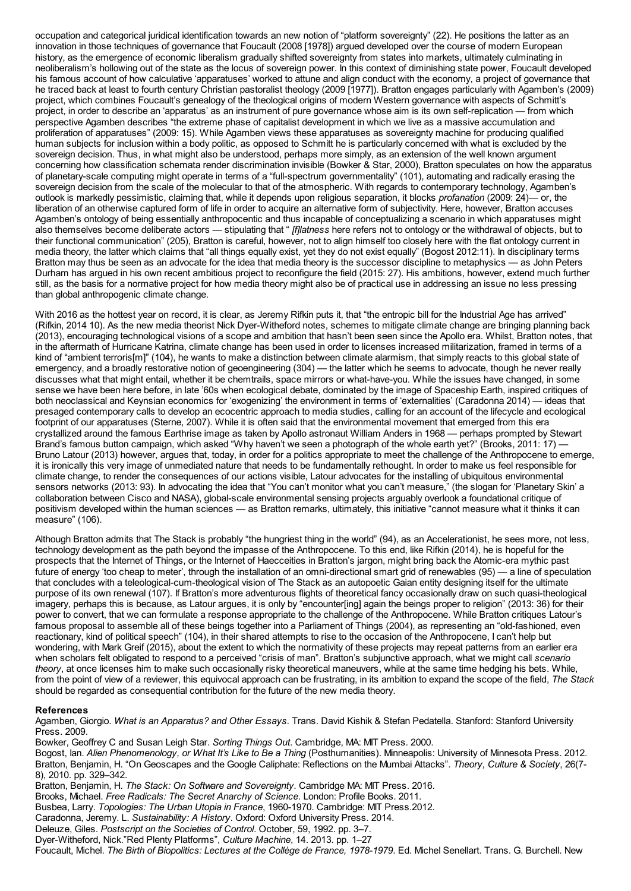occupation and categorical juridical identification towards an new notion of "platform sovereignty" (22). He positions the latter as an innovation in those techniques of governance that Foucault (2008 [1978]) argued developed over the course of modern European history, as the emergence of economic liberalism gradually shifted sovereignty from states into markets, ultimately culminating in neoliberalism's hollowing out of the state as the locus of sovereign power. In this context of diminishing state power, Foucault developed his famous account of how calculative 'apparatuses' worked to attune and align conduct with the economy, a project of governance that he traced back at least to fourth century Christian pastoralist theology (2009 [1977]). Bratton engages particularly with Agamben's (2009) project, which combines Foucault's genealogy of the theological origins of modern Western governance with aspects of Schmitt's project, in order to describe an 'apparatus' as an instrument of pure governance whose aim is its own self-replication — from which perspective Agamben describes "the extreme phase of capitalist development in which we live as a massive accumulation and proliferation of apparatuses" (2009: 15). While Agamben views these apparatuses as sovereignty machine for producing qualified human subjects for inclusion within a body politic, as opposed to Schmitt he is particularly concerned with what is excluded by the sovereign decision. Thus, in what might also be understood, perhaps more simply, as an extension of the well known argument concerning how classification schemata render discrimination invisible (Bowker & Star, 2000), Bratton speculates on how the apparatus of planetary-scale computing might operate in terms of a "full-spectrum governmentality" (101), automating and radically erasing the sovereign decision from the scale of the molecular to that of the atmospheric. With regards to contemporary technology, Agamben's outlook is markedly pessimistic, claiming that, while it depends upon religious separation, it blocks *profanation* (2009: 24)— or, the liberation of an otherwise captured form of life in order to acquire an alternative form of subjectivity. Here, however, Bratton accuses Agamben's ontology of being essentially anthropocentric and thus incapable of conceptualizing a scenario in which apparatuses might also themselves become deliberate actors — stipulating that " *[f]latness* here refers not to ontology or the withdrawal of objects, but to their functional communication" (205), Bratton is careful, however, not to align himself too closely here with the flat ontology current in media theory, the latter which claims that "all things equally exist, yet they do not exist equally" (Bogost 2012:11). In disciplinary terms Bratton may thus be seen as an advocate for the idea that media theory is the successor discipline to metaphysics — as John Peters Durham has argued in his own recent ambitious project to reconfigure the field (2015: 27). His ambitions, however, extend much further still, as the basis for a normative project for how media theory might also be of practical use in addressing an issue no less pressing than global anthropogenic climate change.

With 2016 as the hottest year on record, it is clear, as Jeremy Rifkin puts it, that "the entropic bill for the Industrial Age has arrived" (Rifkin, 2014 10). As the new media theorist Nick Dyer-Witheford notes, schemes to mitigate climate change are bringing planning back (2013), encouraging technological visions of a scope and ambition that hasn't been seen since the Apollo era. Whilst, Bratton notes, that in the aftermath of Hurricane Katrina, climate change has been used in order to licenses increased militarization, framed in terms of a kind of "ambient terroris[m]" (104), he wants to make a distinction between climate alarmism, that simply reacts to this global state of emergency, and a broadly restorative notion of geoengineering (304) — the latter which he seems to advocate, though he never really discusses what that might entail, whether it be chemtrails, space mirrors or what-have-you. While the issues have changed, in some sense we have been here before, in late '60s when ecological debate, dominated by the image of Spaceship Earth, inspired critiques of both neoclassical and Keynsian economics for 'exogenizing' the environment in terms of 'externalities' (Caradonna 2014) — ideas that presaged contemporary calls to develop an ecocentric approach to media studies, calling for an account of the lifecycle and ecological footprint of our apparatuses (Sterne, 2007). While it is often said that the environmental movement that emerged from this era crystallized around the famous Earthrise image as taken by Apollo astronaut William Anders in 1968 — perhaps prompted by Stewart Brand's famous button campaign, which asked "Why haven't we seen a photograph of the whole earth yet?" (Brooks, 2011: 17) — Bruno Latour (2013) however, argues that, today, in order for a politics appropriate to meet the challenge of the Anthropocene to emerge, it is ironically this very image of unmediated nature that needs to be fundamentally rethought. In order to make us feel responsible for climate change, to render the consequences of our actions visible, Latour advocates for the installing of ubiquitous environmental sensors networks (2013: 93). In advocating the idea that "You can't monitor what you can't measure," (the slogan for 'Planetary Skin' a collaboration between Cisco and NASA), global-scale environmental sensing projects arguably overlook a foundational critique of positivism developed within the human sciences — as Bratton remarks, ultimately, this initiative "cannot measure what it thinks it can measure" (106).

Although Bratton admits that The Stack is probably "the hungriest thing in the world" (94), as an Accelerationist, he sees more, not less, technology development as the path beyond the impasse of the Anthropocene. To this end, like Rifkin (2014), he is hopeful for the prospects that the Internet of Things, or the Internet of Haecceities in Bratton's jargon, might bring back the Atomic-era mythic past future of energy 'too cheap to meter', through the installation of an omni-directional smart grid of renewables (95) — a line of speculation that concludes with a teleological-cum-theological vision of The Stack as an autopoetic Gaian entity designing itself for the ultimate purpose of its own renewal (107). If Bratton's more adventurous flights of theoretical fancy occasionally draw on such quasi-theological imagery, perhaps this is because, as Latour argues, it is only by "encounter[ing] again the beings proper to religion" (2013: 36) for their power to convert, that we can formulate a response appropriate to the challenge of the Anthropocene. While Bratton critiques Latour's famous proposal to assemble all of these beings together into a Parliament of Things (2004), as representing an "old-fashioned, even reactionary, kind of political speech" (104), in their shared attempts to rise to the occasion of the Anthropocene, I can't help but wondering, with Mark Greif (2015), about the extent to which the normativity of these projects may repeat patterns from an earlier era when scholars felt obligated to respond to a perceived "crisis of man". Bratton's subjunctive approach, what we might call *scenario theory*, at once licenses him to make such occasionally risky theoretical maneuvers, while at the same time hedging his bets. While, from the point of view of a reviewer, this equivocal approach can be frustrating, in its ambition to expand the scope of the field, *The Stack* should be regarded as consequential contribution for the future of the new media theory.

**References**

Agamben, Giorgio. *What is an Apparatus? and Other Essays*. Trans. David Kishik & Stefan Pedatella. Stanford: Stanford University Press. 2009.

Bowker, Geoffrey C and Susan Leigh Star. *Sorting Things Out*. Cambridge, MA: MIT Press. 2000.

Bogost, Ian. *Alien Phenomenology, or What It's Like to Be a Thing* (Posthumanities). Minneapolis: University of Minnesota Press. 2012.

Bratton, Benjamin, H. "On Geoscapes and the Google Caliphate: Reflections on the Mumbai Attacks". *Theory, Culture & Society*, 26(7-8), 2010. pp. 329–342.

Bratton, Benjamin, H. *The Stack: On Software and Sovereignty*. Cambridge MA: MIT Press. 2016.

Brooks, Michael. *Free Radicals: The Secret Anarchy of Science*. London: Profile Books. 2011.

Busbea, Larry. *Topologies: The Urban Utopia in France*, 1960-1970. Cambridge: MIT Press.2012.

Caradonna, Jeremy. L. *Sustainability: A History*. Oxford: Oxford University Press. 2014.

Deleuze, Giles. *Postscript on the Societies of Control*. October, 59, 1992. pp. 3–7.

Dyer-Witheford, Nick."Red Plenty Platforms", *Culture Machine*, 14. 2013. pp. 1–27

Foucault, Michel. *The Birth of Biopolitics: Lectures at the Collège de France, 1978-1979*. Ed. Michel Senellart. Trans. G. Burchell. New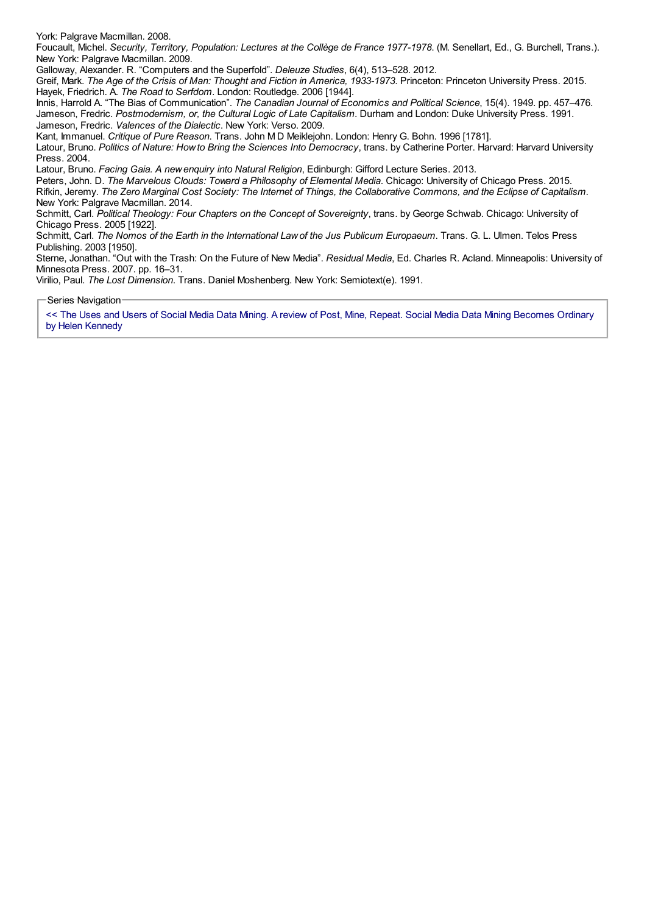York: Palgrave Macmillan. 2008.

Foucault, Michel. *Security, Territory, Population: Lectures at the Collège de France 1977-1978*. (M. Senellart, Ed., G. Burchell, Trans.). New York: Palgrave Macmillan. 2009.

Galloway, Alexander. R. "Computers and the Superfold". *Deleuze Studies*, 6(4), 513–528. 2012.

Greif, Mark. *The Age of the Crisis of Man: Thought and Fiction in America, 1933-1973*. Princeton: Princeton University Press. 2015.

Hayek, Friedrich. A. *The Road to Serfdom*. London: Routledge. 2006 [1944].

Innis, Harrold A. "The Bias of Communication". *The Canadian Journal of Economics and Political Science*, 15(4). 1949. pp. 457–476.

Jameson, Fredric. *Postmodernism, or, the Cultural Logic of Late Capitalism*. Durham and London: Duke University Press. 1991.

Jameson, Fredric. *Valences of the Dialectic*. New York: Verso. 2009.

Kant, Immanuel. *Critique of Pure Reason*. Trans. John M D Meiklejohn. London: Henry G. Bohn. 1996 [1781].

Latour, Bruno. *Politics of Nature: How to Bring the Sciences Into Democracy*, trans. by Catherine Porter. Harvard: Harvard University Press. 2004.

Latour, Bruno. *Facing Gaia. A new enquiry into Natural Religion*, Edinburgh: Gifford Lecture Series. 2013.

Peters, John. D. *The Marvelous Clouds: Toward a Philosophy of Elemental Media*. Chicago: University of Chicago Press. 2015.

Rifkin, Jeremy. *The Zero Marginal Cost Society: The Internet of Things, the Collaborative Commons, and the Eclipse of Capitalism*. New York: Palgrave Macmillan. 2014.

Schmitt, Carl. *Political Theology: Four Chapters on the Concept of Sovereignty*, trans. by George Schwab. Chicago: University of Chicago Press. 2005 [1922].

Schmitt, Carl. *The Nomos of the Earth in the International Law of the Jus Publicum Europaeum*. Trans. G. L. Ulmen. Telos Press Publishing. 2003 [1950].

Sterne, Jonathan. "Out with the Trash: On the Future of New Media". *Residual Media*, Ed. Charles R. Acland. Minneapolis: University of Minnesota Press. 2007. pp. 16–31.

Virilio, Paul. *The Lost Dimension*. Trans. Daniel Moshenberg. New York: Semiotext(e). 1991.

Series Navigation

<< The Uses and Users of Social Media Data Mining. A review of Post, Mine, Repeat. Social Media Data Mining Becomes Ordinary by Helen Kennedy